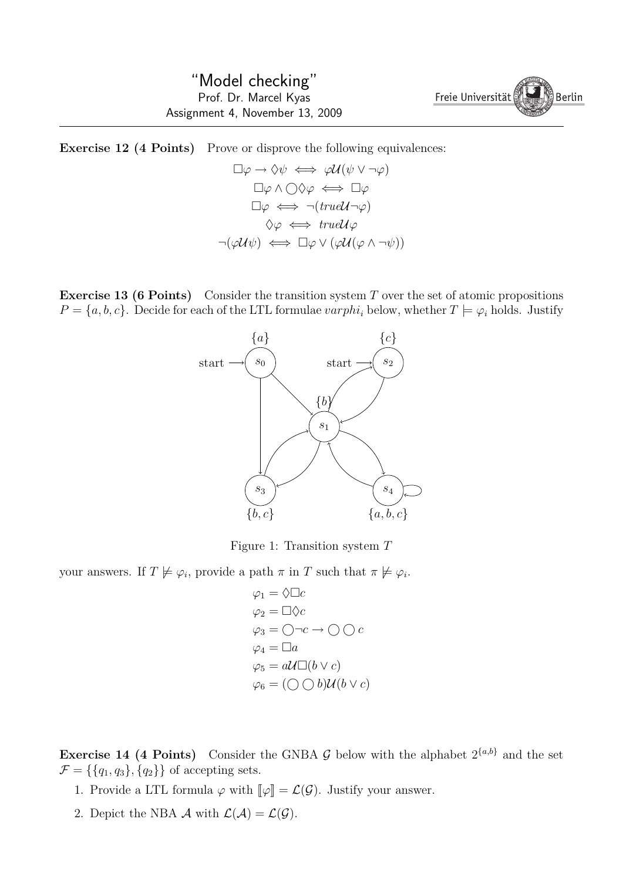# "Model checking"

Prof. Dr. Marcel Kyas

Assignment 4, November 13, 2009

**Exercise 12 (4 Points)** Prove or disprove the following equivalences:

$$\Box\varphi \rightarrow \Diamond\psi \iff \varphi\mathcal{U}(\psi \vee \neg\varphi)$$

$$\Box\varphi \wedge \bigcirc\Diamond\varphi \iff \Box\varphi$$

$$\Box\varphi \iff \neg(true\mathcal{U}\neg\varphi)$$

$$\Diamond\varphi \iff true\mathcal{U}\varphi$$

$$\neg(\varphi\mathcal{U}\psi) \iff \Box\varphi \vee (\varphi\mathcal{U}(\varphi \wedge \neg\psi))$$

**Exercise 13 (6 Points)** Consider the transition system $T$ over the set of atomic propositions $P = \{a, b, c\}$. Decide for each of the LTL formulae *varphi*$_i$ below, whether $T \models \varphi_i$ holds. Justify

Figure 1: Transition system $T$

your answers. If $T \not\models \varphi_i$, provide a path $\pi$ in $T$ such that $\pi \not\models \varphi_i$.

$$\varphi_1 = \Diamond\Box c$$

$$\varphi_2 = \Box\Diamond c$$

$$\varphi_3 = \bigcirc\neg c \rightarrow \bigcirc\bigcirc c$$

$$\varphi_4 = \Box a$$

$$\varphi_5 = a\mathcal{U}\Box(b \vee c)$$

$$\varphi_6 = (\bigcirc\bigcirc b)\mathcal{U}(b \vee c)$$

**Exercise 14 (4 Points)** Consider the GNBA $\mathcal{G}$ below with the alphabet $2^{\{a,b\}}$ and the set $\mathcal{F} = \{\{q_1, q_3\}, \{q_2\}\}$ of accepting sets.

1. Provide a LTL formula $\varphi$ with $[\![\varphi]\!] = \mathcal{L}(\mathcal{G})$. Justify your answer.
2. Depict the NBA $\mathcal{A}$ with $\mathcal{L}(\mathcal{A}) = \mathcal{L}(\mathcal{G})$.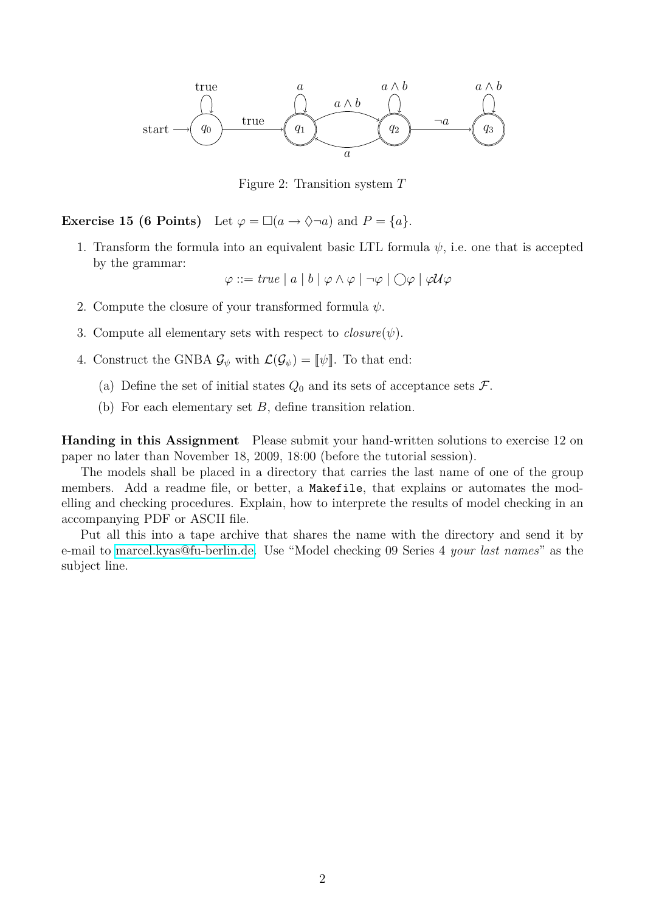start

true

true

$a$

$a \wedge b$

$a \wedge b$

$a$

$\neg a$

$a \wedge b$

$q_0$

$q_1$

$q_2$

$q_3$

Figure 2: Transition system $T$

**Exercise 15 (6 Points)** Let $\varphi = \Box(a \rightarrow \Diamond\neg a)$ and $P = \{a\}$.

1. Transform the formula into an equivalent basic LTL formula $\psi$, i.e. one that is accepted by the grammar:

$$\varphi ::= \textit{true} \mid a \mid b \mid \varphi \wedge \varphi \mid \neg\varphi \mid \bigcirc\varphi \mid \varphi\,\mathcal{U}\,\varphi$$

2. Compute the closure of your transformed formula $\psi$.
3. Compute all elementary sets with respect to $\textit{closure}(\psi)$.
4. Construct the GNBA $\mathcal{G}_\psi$ with $\mathcal{L}(\mathcal{G}_\psi) = [\![\psi]\!]$. To that end:
   (a) Define the set of initial states $Q_0$ and its sets of acceptance sets $\mathcal{F}$.
   (b) For each elementary set $B$, define transition relation.

**Handing in this Assignment** Please submit your hand-written solutions to exercise 12 on paper no later than November 18, 2009, 18:00 (before the tutorial session).

The models shall be placed in a directory that carries the last name of one of the group members. Add a readme file, or better, a `Makefile`, that explains or automates the modelling and checking procedures. Explain, how to interprete the results of model checking in an accompanying PDF or ASCII file.

Put all this into a tape archive that shares the name with the directory and send it by e-mail to marcel.kyas@fu-berlin.de. Use "Model checking 09 Series 4 *your last names*" as the subject line.